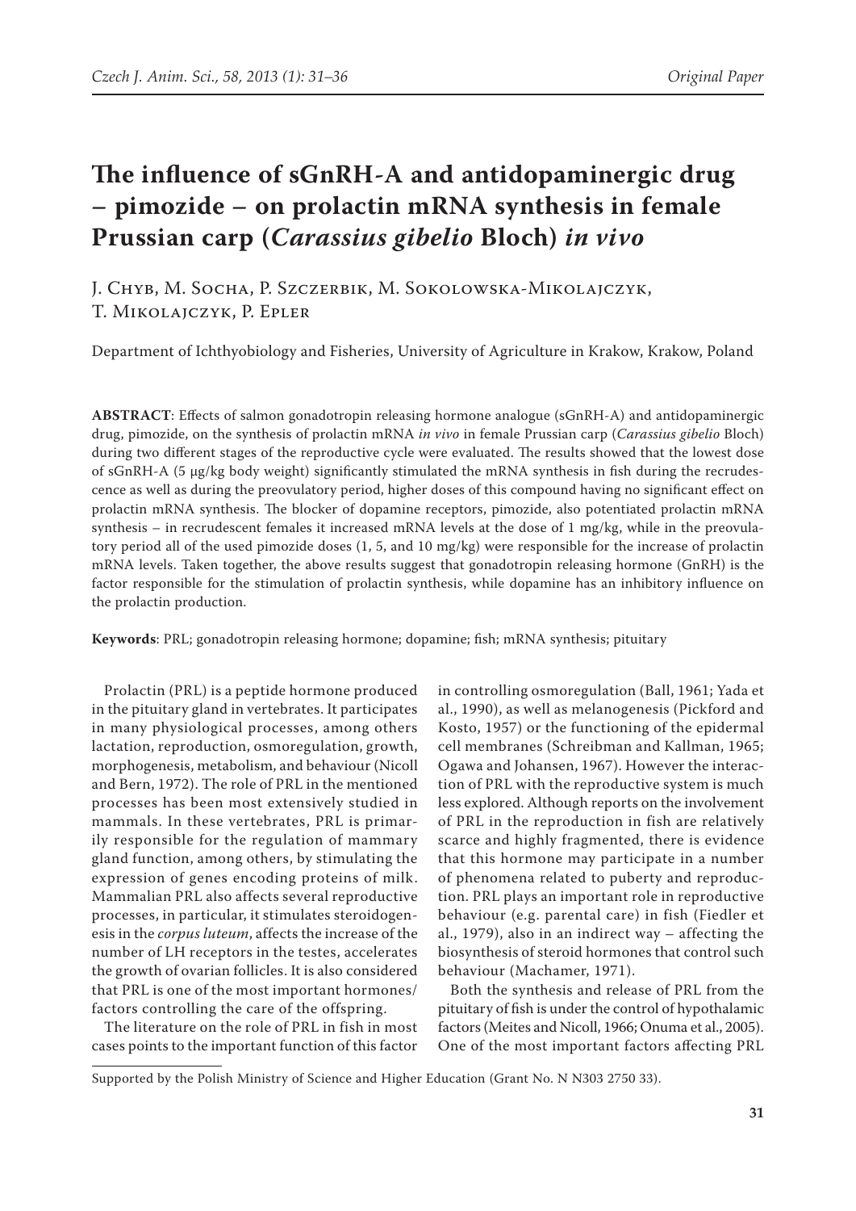# The influence of sGnRH-A and antidopaminergic drug – pimozide – on prolactin mRNA synthesis in female Prussian carp (*Carassius gibelio* Bloch) *in vivo*

J. Chyb, M. Socha, P. Szczerbik, M. Sokolowska-Mikolajczyk, T. Mikolajczyk, P. Epler

Department of Ichthyobiology and Fisheries, University of Agriculture in Krakow, Krakow, Poland

**ABSTRACT**: Effects of salmon gonadotropin releasing hormone analogue (sGnRH-A) and antidopaminergic drug, pimozide, on the synthesis of prolactin mRNA *in vivo* in female Prussian carp (*Carassius gibelio* Bloch) during two different stages of the reproductive cycle were evaluated. The results showed that the lowest dose of sGnRH-A (5 µg/kg body weight) significantly stimulated the mRNA synthesis in fish during the recrudescence as well as during the preovulatory period, higher doses of this compound having no significant effect on prolactin mRNA synthesis. The blocker of dopamine receptors, pimozide, also potentiated prolactin mRNA synthesis – in recrudescent females it increased mRNA levels at the dose of 1 mg/kg, while in the preovulatory period all of the used pimozide doses (1, 5, and 10 mg/kg) were responsible for the increase of prolactin mRNA levels. Taken together, the above results suggest that gonadotropin releasing hormone (GnRH) is the factor responsible for the stimulation of prolactin synthesis, while dopamine has an inhibitory influence on the prolactin production.

**Keywords**: PRL; gonadotropin releasing hormone; dopamine; fish; mRNA synthesis; pituitary

Prolactin (PRL) is a peptide hormone produced in the pituitary gland in vertebrates. It participates in many physiological processes, among others lactation, reproduction, osmoregulation, growth, morphogenesis, metabolism, and behaviour (Nicoll and Bern, 1972). The role of PRL in the mentioned processes has been most extensively studied in mammals. In these vertebrates, PRL is primarily responsible for the regulation of mammary gland function, among others, by stimulating the expression of genes encoding proteins of milk. Mammalian PRL also affects several reproductive processes, in particular, it stimulates steroidogenesis in the *corpus luteum*, affects the increase of the number of LH receptors in the testes, accelerates the growth of ovarian follicles. It is also considered that PRL is one of the most important hormones/factors controlling the care of the offspring.

The literature on the role of PRL in fish in most cases points to the important function of this factor in controlling osmoregulation (Ball, 1961; Yada et al., 1990), as well as melanogenesis (Pickford and Kosto, 1957) or the functioning of the epidermal cell membranes (Schreibman and Kallman, 1965; Ogawa and Johansen, 1967). However the interaction of PRL with the reproductive system is much less explored. Although reports on the involvement of PRL in the reproduction in fish are relatively scarce and highly fragmented, there is evidence that this hormone may participate in a number of phenomena related to puberty and reproduction. PRL plays an important role in reproductive behaviour (e.g. parental care) in fish (Fiedler et al., 1979), also in an indirect way – affecting the biosynthesis of steroid hormones that control such behaviour (Machamer, 1971).

Both the synthesis and release of PRL from the pituitary of fish is under the control of hypothalamic factors (Meites and Nicoll, 1966; Onuma et al., 2005). One of the most important factors affecting PRL

Supported by the Polish Ministry of Science and Higher Education (Grant No. N N303 2750 33).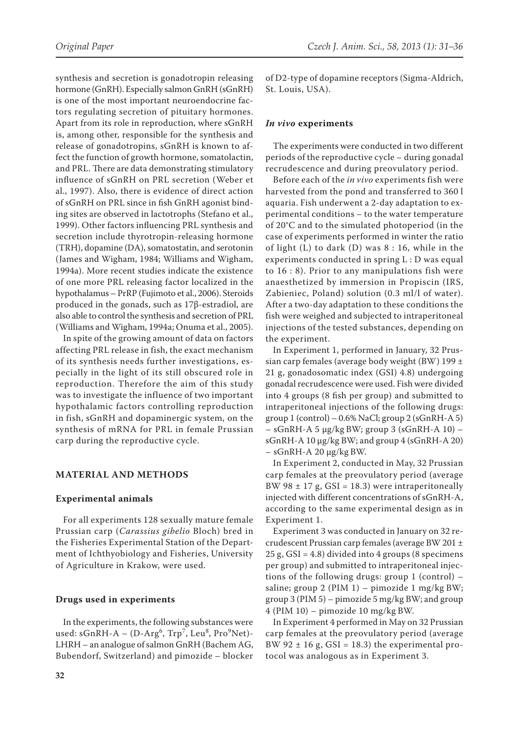synthesis and secretion is gonadotropin releasing hormone (GnRH). Especially salmon GnRH (sGnRH) is one of the most important neuroendocrine factors regulating secretion of pituitary hormones. Apart from its role in reproduction, where sGnRH is, among other, responsible for the synthesis and release of gonadotropins, sGnRH is known to affect the function of growth hormone, somatolactin, and PRL. There are data demonstrating stimulatory influence of sGnRH on PRL secretion (Weber et al., 1997). Also, there is evidence of direct action of sGnRH on PRL since in fish GnRH agonist binding sites are observed in lactotrophs (Stefano et al., 1999). Other factors influencing PRL synthesis and secretion include thyrotropin-releasing hormone (TRH), dopamine (DA), somatostatin, and serotonin (James and Wigham, 1984; Williams and Wigham, 1994a). More recent studies indicate the existence of one more PRL releasing factor localized in the hypothalamus – PrRP (Fujimoto et al., 2006). Steroids produced in the gonads, such as 17β-estradiol, are also able to control the synthesis and secretion of PRL (Williams and Wigham, 1994a; Onuma et al., 2005).

In spite of the growing amount of data on factors affecting PRL release in fish, the exact mechanism of its synthesis needs further investigations, especially in the light of its still obscured role in reproduction. Therefore the aim of this study was to investigate the influence of two important hypothalamic factors controlling reproduction in fish, sGnRH and dopaminergic system, on the synthesis of mRNA for PRL in female Prussian carp during the reproductive cycle.

## MATERIAL AND METHODS

### Experimental animals

For all experiments 128 sexually mature female Prussian carp (*Carassius gibelio* Bloch) bred in the Fisheries Experimental Station of the Department of Ichthyobiology and Fisheries, University of Agriculture in Krakow, were used.

### Drugs used in experiments

In the experiments, the following substances were used: sGnRH-A – (D-Arg$^6$, Trp$^7$, Leu$^8$, Pro$^9$Net)-LHRH – an analogue of salmon GnRH (Bachem AG, Bubendorf, Switzerland) and pimozide – blocker of D2-type of dopamine receptors (Sigma-Aldrich, St. Louis, USA).

### *In vivo* experiments

The experiments were conducted in two different periods of the reproductive cycle – during gonadal recrudescence and during preovulatory period.

Before each of the *in vivo* experiments fish were harvested from the pond and transferred to 360 l aquaria. Fish underwent a 2-day adaptation to experimental conditions – to the water temperature of 20°C and to the simulated photoperiod (in the case of experiments performed in winter the ratio of light (L) to dark (D) was 8 : 16, while in the experiments conducted in spring L : D was equal to 16 : 8). Prior to any manipulations fish were anaesthetized by immersion in Propiscin (IRS, Zabieniec, Poland) solution (0.3 ml/l of water). After a two-day adaptation to these conditions the fish were weighed and subjected to intraperitoneal injections of the tested substances, depending on the experiment.

In Experiment 1, performed in January, 32 Prussian carp females (average body weight (BW) 199 ± 21 g, gonadosomatic index (GSI) 4.8) undergoing gonadal recrudescence were used. Fish were divided into 4 groups (8 fish per group) and submitted to intraperitoneal injections of the following drugs: group 1 (control) – 0.6% NaCl; group 2 (sGnRH-A 5) – sGnRH-A 5 μg/kg BW; group 3 (sGnRH-A 10) – sGnRH-A 10 μg/kg BW; and group 4 (sGnRH-A 20) – sGnRH-A 20 μg/kg BW.

In Experiment 2, conducted in May, 32 Prussian carp females at the preovulatory period (average BW 98 ± 17 g, GSI = 18.3) were intraperitoneally injected with different concentrations of sGnRH-A, according to the same experimental design as in Experiment 1.

Experiment 3 was conducted in January on 32 recrudescent Prussian carp females (average BW 201 ± 25 g, GSI = 4.8) divided into 4 groups (8 specimens per group) and submitted to intraperitoneal injections of the following drugs: group 1 (control) – saline; group 2 (PIM 1) – pimozide 1 mg/kg BW; group 3 (PIM 5) – pimozide 5 mg/kg BW; and group 4 (PIM 10) – pimozide 10 mg/kg BW.

In Experiment 4 performed in May on 32 Prussian carp females at the preovulatory period (average BW 92 ± 16 g, GSI = 18.3) the experimental protocol was analogous as in Experiment 3.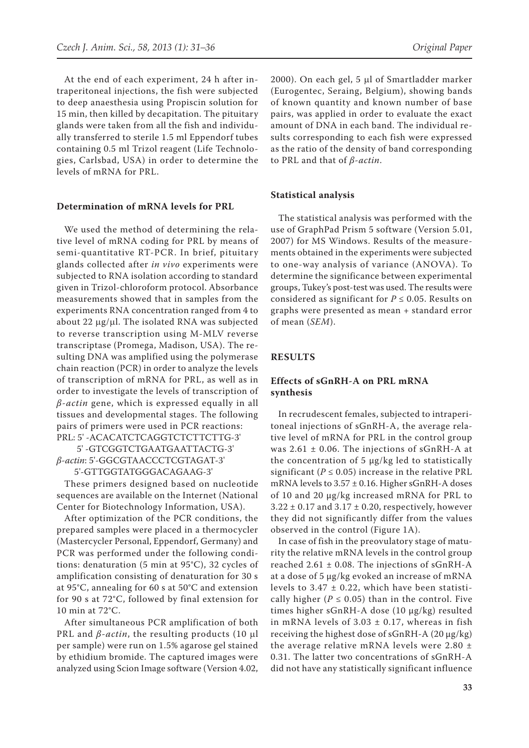At the end of each experiment, 24 h after intraperitoneal injections, the fish were subjected to deep anaesthesia using Propiscin solution for 15 min, then killed by decapitation. The pituitary glands were taken from all the fish and individually transferred to sterile 1.5 ml Eppendorf tubes containing 0.5 ml Trizol reagent (Life Technologies, Carlsbad, USA) in order to determine the levels of mRNA for PRL.

### Determination of mRNA levels for PRL

We used the method of determining the relative level of mRNA coding for PRL by means of semi-quantitative RT-PCR. In brief, pituitary glands collected after *in vivo* experiments were subjected to RNA isolation according to standard given in Trizol-chloroform protocol. Absorbance measurements showed that in samples from the experiments RNA concentration ranged from 4 to about 22 µg/µl. The isolated RNA was subjected to reverse transcription using M-MLV reverse transcriptase (Promega, Madison, USA). The resulting DNA was amplified using the polymerase chain reaction (PCR) in order to analyze the levels of transcription of mRNA for PRL, as well as in order to investigate the levels of transcription of *β-actin* gene, which is expressed equally in all tissues and developmental stages. The following pairs of primers were used in PCR reactions:

PRL: 5' -ACACATCTCAGGTCTCTTCTTG-3'
5' -GTCGGTCTGAATGAATTACTG-3'

*β-actin*: 5'-GGCGTAACCCTCGTAGAT-3'
5'-GTTGGTATGGGACAGAAG-3'

These primers designed based on nucleotide sequences are available on the Internet (National Center for Biotechnology Information, USA).

After optimization of the PCR conditions, the prepared samples were placed in a thermocycler (Mastercycler Personal, Eppendorf, Germany) and PCR was performed under the following conditions: denaturation (5 min at 95°C), 32 cycles of amplification consisting of denaturation for 30 s at 95°C, annealing for 60 s at 50°C and extension for 90 s at 72°C, followed by final extension for 10 min at 72°C.

After simultaneous PCR amplification of both PRL and *β-actin*, the resulting products (10 µl per sample) were run on 1.5% agarose gel stained by ethidium bromide. The captured images were analyzed using Scion Image software (Version 4.02, 2000). On each gel, 5 µl of Smartladder marker (Eurogentec, Seraing, Belgium), showing bands of known quantity and known number of base pairs, was applied in order to evaluate the exact amount of DNA in each band. The individual results corresponding to each fish were expressed as the ratio of the density of band corresponding to PRL and that of *β-actin*.

### Statistical analysis

The statistical analysis was performed with the use of GraphPad Prism 5 software (Version 5.01, 2007) for MS Windows. Results of the measurements obtained in the experiments were subjected to one-way analysis of variance (ANOVA). To determine the significance between experimental groups, Tukey's post-test was used. The results were considered as significant for $P \leq 0.05$. Results on graphs were presented as mean + standard error of mean (*SEM*).

## RESULTS

### Effects of sGnRH-A on PRL mRNA synthesis

In recrudescent females, subjected to intraperitoneal injections of sGnRH-A, the average relative level of mRNA for PRL in the control group was 2.61 ± 0.06. The injections of sGnRH-A at the concentration of 5 µg/kg led to statistically significant ($P \leq 0.05$) increase in the relative PRL mRNA levels to 3.57 ± 0.16. Higher sGnRH-A doses of 10 and 20 µg/kg increased mRNA for PRL to 3.22 ± 0.17 and 3.17 ± 0.20, respectively, however they did not significantly differ from the values observed in the control (Figure 1A).

In case of fish in the preovulatory stage of maturity the relative mRNA levels in the control group reached 2.61 ± 0.08. The injections of sGnRH-A at a dose of 5 µg/kg evoked an increase of mRNA levels to 3.47 ± 0.22, which have been statistically higher ($P \leq 0.05$) than in the control. Five times higher sGnRH-A dose (10 µg/kg) resulted in mRNA levels of 3.03 ± 0.17, whereas in fish receiving the highest dose of sGnRH-A (20 µg/kg) the average relative mRNA levels were 2.80 ± 0.31. The latter two concentrations of sGnRH-A did not have any statistically significant influence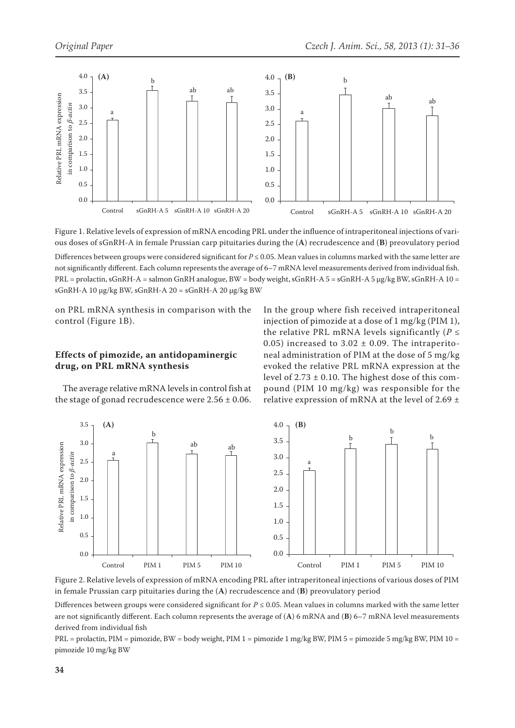Figure 1. Relative levels of expression of mRNA encoding PRL under the influence of intraperitoneal injections of various doses of sGnRH-A in female Prussian carp pituitaries during the (**A**) recrudescence and (**B**) preovulatory period

Differences between groups were considered significant for $P \leq 0.05$. Mean values in columns marked with the same letter are not significantly different. Each column represents the average of 6–7 mRNA level measurements derived from individual fish. PRL = prolactin, sGnRH-A = salmon GnRH analogue, BW = body weight, sGnRH-A 5 = sGnRH-A 5 μg/kg BW, sGnRH-A 10 = sGnRH-A 10 μg/kg BW, sGnRH-A 20 = sGnRH-A 20 μg/kg BW

on PRL mRNA synthesis in comparison with the control (Figure 1B).

### Effects of pimozide, an antidopaminergic drug, on PRL mRNA synthesis

The average relative mRNA levels in control fish at the stage of gonad recrudescence were $2.56 \pm 0.06$. In the group where fish received intraperitoneal injection of pimozide at a dose of 1 mg/kg (PIM 1), the relative PRL mRNA levels significantly ($P \leq 0.05$) increased to $3.02 \pm 0.09$. The intraperitoneal administration of PIM at the dose of 5 mg/kg evoked the relative PRL mRNA expression at the level of $2.73 \pm 0.10$. The highest dose of this compound (PIM 10 mg/kg) was responsible for the relative expression of mRNA at the level of 2.69 ±

Figure 2. Relative levels of expression of mRNA encoding PRL after intraperitoneal injections of various doses of PIM in female Prussian carp pituitaries during the (**A**) recrudescence and (**B**) preovulatory period

Differences between groups were considered significant for $P \leq 0.05$. Mean values in columns marked with the same letter are not significantly different. Each column represents the average of (**A**) 6 mRNA and (**B**) 6–7 mRNA level measurements derived from individual fish

PRL = prolactin, PIM = pimozide, BW = body weight, PIM 1 = pimozide 1 mg/kg BW, PIM 5 = pimozide 5 mg/kg BW, PIM 10 = pimozide 10 mg/kg BW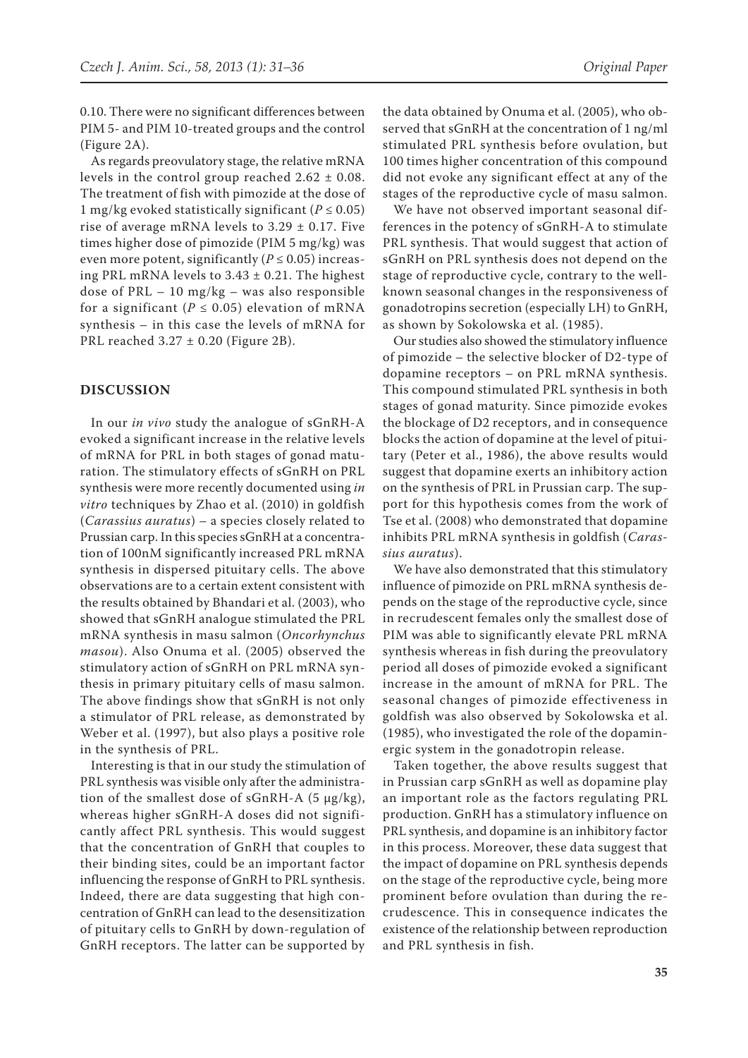0.10. There were no significant differences between PIM 5- and PIM 10-treated groups and the control (Figure 2A).

As regards preovulatory stage, the relative mRNA levels in the control group reached 2.62 ± 0.08. The treatment of fish with pimozide at the dose of 1 mg/kg evoked statistically significant ($P \leq 0.05$) rise of average mRNA levels to 3.29 ± 0.17. Five times higher dose of pimozide (PIM 5 mg/kg) was even more potent, significantly ($P \leq 0.05$) increasing PRL mRNA levels to 3.43 ± 0.21. The highest dose of PRL – 10 mg/kg – was also responsible for a significant ($P \leq 0.05$) elevation of mRNA synthesis – in this case the levels of mRNA for PRL reached 3.27 ± 0.20 (Figure 2B).

## DISCUSSION

In our *in vivo* study the analogue of sGnRH-A evoked a significant increase in the relative levels of mRNA for PRL in both stages of gonad maturation. The stimulatory effects of sGnRH on PRL synthesis were more recently documented using *in vitro* techniques by Zhao et al. (2010) in goldfish (*Carassius auratus*) – a species closely related to Prussian carp. In this species sGnRH at a concentration of 100nM significantly increased PRL mRNA synthesis in dispersed pituitary cells. The above observations are to a certain extent consistent with the results obtained by Bhandari et al. (2003), who showed that sGnRH analogue stimulated the PRL mRNA synthesis in masu salmon (*Oncorhynchus masou*). Also Onuma et al. (2005) observed the stimulatory action of sGnRH on PRL mRNA synthesis in primary pituitary cells of masu salmon. The above findings show that sGnRH is not only a stimulator of PRL release, as demonstrated by Weber et al. (1997), but also plays a positive role in the synthesis of PRL.

Interesting is that in our study the stimulation of PRL synthesis was visible only after the administration of the smallest dose of sGnRH-A (5 µg/kg), whereas higher sGnRH-A doses did not significantly affect PRL synthesis. This would suggest that the concentration of GnRH that couples to their binding sites, could be an important factor influencing the response of GnRH to PRL synthesis. Indeed, there are data suggesting that high concentration of GnRH can lead to the desensitization of pituitary cells to GnRH by down-regulation of GnRH receptors. The latter can be supported by the data obtained by Onuma et al. (2005), who observed that sGnRH at the concentration of 1 ng/ml stimulated PRL synthesis before ovulation, but 100 times higher concentration of this compound did not evoke any significant effect at any of the stages of the reproductive cycle of masu salmon.

We have not observed important seasonal differences in the potency of sGnRH-A to stimulate PRL synthesis. That would suggest that action of sGnRH on PRL synthesis does not depend on the stage of reproductive cycle, contrary to the well-known seasonal changes in the responsiveness of gonadotropins secretion (especially LH) to GnRH, as shown by Sokolowska et al. (1985).

Our studies also showed the stimulatory influence of pimozide – the selective blocker of D2-type of dopamine receptors – on PRL mRNA synthesis. This compound stimulated PRL synthesis in both stages of gonad maturity. Since pimozide evokes the blockage of D2 receptors, and in consequence blocks the action of dopamine at the level of pituitary (Peter et al., 1986), the above results would suggest that dopamine exerts an inhibitory action on the synthesis of PRL in Prussian carp. The support for this hypothesis comes from the work of Tse et al. (2008) who demonstrated that dopamine inhibits PRL mRNA synthesis in goldfish (*Carassius auratus*).

We have also demonstrated that this stimulatory influence of pimozide on PRL mRNA synthesis depends on the stage of the reproductive cycle, since in recrudescent females only the smallest dose of PIM was able to significantly elevate PRL mRNA synthesis whereas in fish during the preovulatory period all doses of pimozide evoked a significant increase in the amount of mRNA for PRL. The seasonal changes of pimozide effectiveness in goldfish was also observed by Sokolowska et al. (1985), who investigated the role of the dopaminergic system in the gonadotropin release.

Taken together, the above results suggest that in Prussian carp sGnRH as well as dopamine play an important role as the factors regulating PRL production. GnRH has a stimulatory influence on PRL synthesis, and dopamine is an inhibitory factor in this process. Moreover, these data suggest that the impact of dopamine on PRL synthesis depends on the stage of the reproductive cycle, being more prominent before ovulation than during the recrudescence. This in consequence indicates the existence of the relationship between reproduction and PRL synthesis in fish.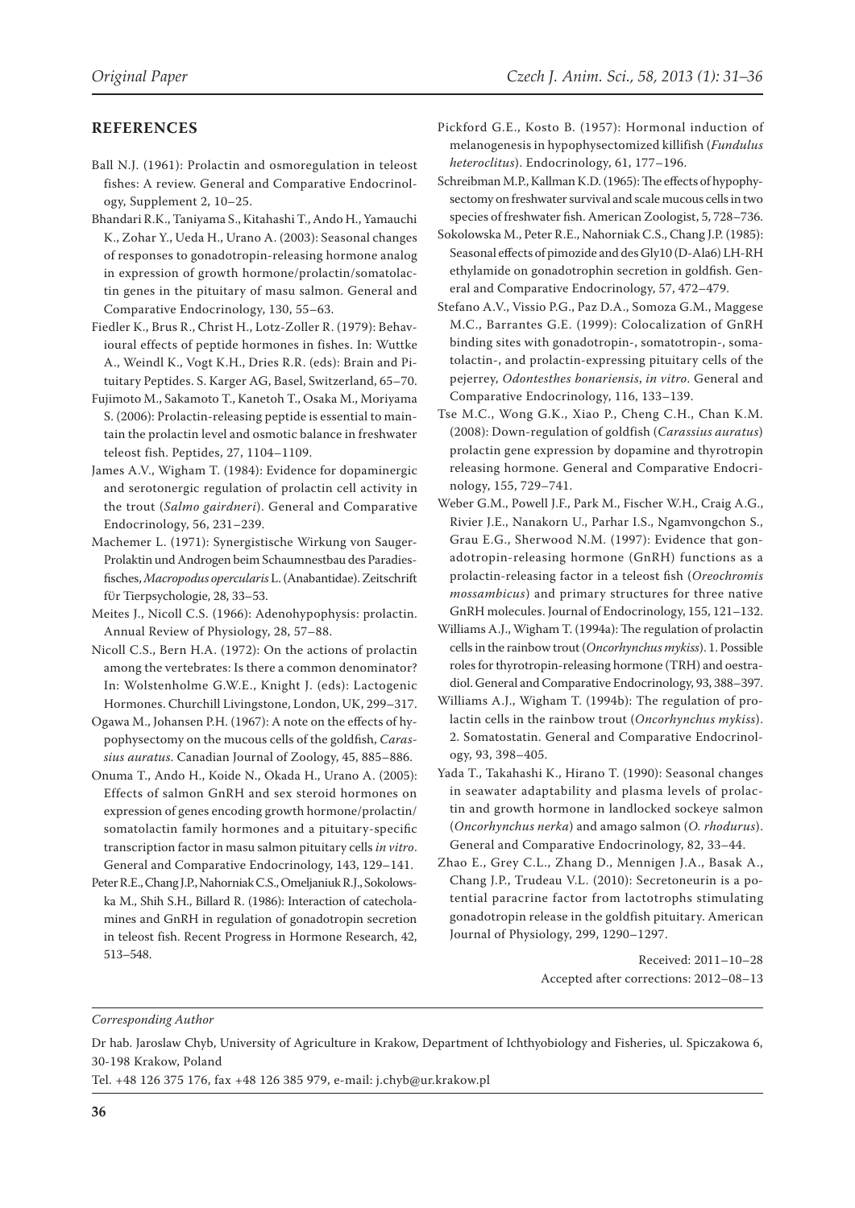## REFERENCES

Ball N.J. (1961): Prolactin and osmoregulation in teleost fishes: A review. General and Comparative Endocrinology, Supplement 2, 10–25.

Bhandari R.K., Taniyama S., Kitahashi T., Ando H., Yamauchi K., Zohar Y., Ueda H., Urano A. (2003): Seasonal changes of responses to gonadotropin-releasing hormone analog in expression of growth hormone/prolactin/somatolactin genes in the pituitary of masu salmon. General and Comparative Endocrinology, 130, 55–63.

Fiedler K., Brus R., Christ H., Lotz-Zoller R. (1979): Behavioural effects of peptide hormones in fishes. In: Wuttke A., Weindl K., Vogt K.H., Dries R.R. (eds): Brain and Pituitary Peptides. S. Karger AG, Basel, Switzerland, 65–70.

Fujimoto M., Sakamoto T., Kanetoh T., Osaka M., Moriyama S. (2006): Prolactin-releasing peptide is essential to maintain the prolactin level and osmotic balance in freshwater teleost fish. Peptides, 27, 1104–1109.

James A.V., Wigham T. (1984): Evidence for dopaminergic and serotonergic regulation of prolactin cell activity in the trout (*Salmo gairdneri*). General and Comparative Endocrinology, 56, 231–239.

Machemer L. (1971): Synergistische Wirkung von Sauger-Prolaktin und Androgen beim Schaumnestbau des Paradiesfisches, *Macropodus opercularis* L. (Anabantidae). Zeitschrift für Tierpsychologie, 28, 33–53.

Meites J., Nicoll C.S. (1966): Adenohypophysis: prolactin. Annual Review of Physiology, 28, 57–88.

Nicoll C.S., Bern H.A. (1972): On the actions of prolactin among the vertebrates: Is there a common denominator? In: Wolstenholme G.W.E., Knight J. (eds): Lactogenic Hormones. Churchill Livingstone, London, UK, 299–317.

Ogawa M., Johansen P.H. (1967): A note on the effects of hypophysectomy on the mucous cells of the goldfish, *Carassius auratus*. Canadian Journal of Zoology, 45, 885–886.

Onuma T., Ando H., Koide N., Okada H., Urano A. (2005): Effects of salmon GnRH and sex steroid hormones on expression of genes encoding growth hormone/prolactin/somatolactin family hormones and a pituitary-specific transcription factor in masu salmon pituitary cells *in vitro*. General and Comparative Endocrinology, 143, 129–141.

Peter R.E., Chang J.P., Nahorniak C.S., Omeljaniuk R.J., Sokolowska M., Shih S.H., Billard R. (1986): Interaction of catecholamines and GnRH in regulation of gonadotropin secretion in teleost fish. Recent Progress in Hormone Research, 42, 513–548.

Pickford G.E., Kosto B. (1957): Hormonal induction of melanogenesis in hypophysectomized killifish (*Fundulus heteroclitus*). Endocrinology, 61, 177–196.

Schreibman M.P., Kallman K.D. (1965): The effects of hypophysectomy on freshwater survival and scale mucous cells in two species of freshwater fish. American Zoologist, 5, 728–736.

Sokolowska M., Peter R.E., Nahorniak C.S., Chang J.P. (1985): Seasonal effects of pimozide and des Gly10 (D-Ala6) LH-RH ethylamide on gonadotrophin secretion in goldfish. General and Comparative Endocrinology, 57, 472–479.

Stefano A.V., Vissio P.G., Paz D.A., Somoza G.M., Maggese M.C., Barrantes G.E. (1999): Colocalization of GnRH binding sites with gonadotropin-, somatotropin-, somatolactin-, and prolactin-expressing pituitary cells of the pejerrey, *Odontesthes bonariensis*, *in vitro*. General and Comparative Endocrinology, 116, 133–139.

Tse M.C., Wong G.K., Xiao P., Cheng C.H., Chan K.M. (2008): Down-regulation of goldfish (*Carassius auratus*) prolactin gene expression by dopamine and thyrotropin releasing hormone. General and Comparative Endocrinology, 155, 729–741.

Weber G.M., Powell J.F., Park M., Fischer W.H., Craig A.G., Rivier J.E., Nanakorn U., Parhar I.S., Ngamvongchon S., Grau E.G., Sherwood N.M. (1997): Evidence that gonadotropin-releasing hormone (GnRH) functions as a prolactin-releasing factor in a teleost fish (*Oreochromis mossambicus*) and primary structures for three native GnRH molecules. Journal of Endocrinology, 155, 121–132.

Williams A.J., Wigham T. (1994a): The regulation of prolactin cells in the rainbow trout (*Oncorhynchus mykiss*). 1. Possible roles for thyrotropin-releasing hormone (TRH) and oestradiol. General and Comparative Endocrinology, 93, 388–397.

Williams A.J., Wigham T. (1994b): The regulation of prolactin cells in the rainbow trout (*Oncorhynchus mykiss*). 2. Somatostatin. General and Comparative Endocrinology, 93, 398–405.

Yada T., Takahashi K., Hirano T. (1990): Seasonal changes in seawater adaptability and plasma levels of prolactin and growth hormone in landlocked sockeye salmon (*Oncorhynchus nerka*) and amago salmon (*O. rhodurus*). General and Comparative Endocrinology, 82, 33–44.

Zhao E., Grey C.L., Zhang D., Mennigen J.A., Basak A., Chang J.P., Trudeau V.L. (2010): Secretoneurin is a potential paracrine factor from lactotrophs stimulating gonadotropin release in the goldfish pituitary. American Journal of Physiology, 299, 1290–1297.

Received: 2011–10–28
Accepted after corrections: 2012–08–13

*Corresponding Author*

Dr hab. Jaroslaw Chyb, University of Agriculture in Krakow, Department of Ichthyobiology and Fisheries, ul. Spiczakowa 6, 30-198 Krakow, Poland

Tel. +48 126 375 176, fax +48 126 385 979, e-mail: j.chyb@ur.krakow.pl